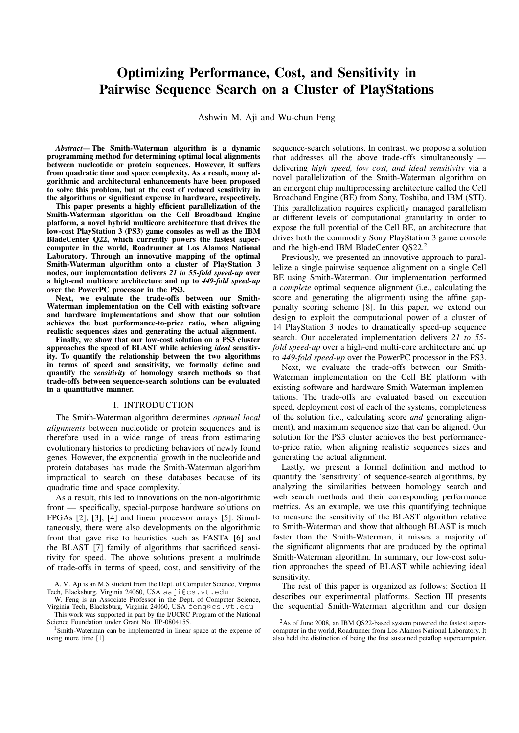# Optimizing Performance, Cost, and Sensitivity in Pairwise Sequence Search on a Cluster of PlayStations

Ashwin M. Aji and Wu-chun Feng

***Abstract*— The Smith-Waterman algorithm is a dynamic programming method for determining optimal local alignments between nucleotide or protein sequences. However, it suffers from quadratic time and space complexity. As a result, many algorithmic and architectural enhancements have been proposed to solve this problem, but at the cost of reduced sensitivity in the algorithms or significant expense in hardware, respectively.**

**This paper presents a highly efficient parallelization of the Smith-Waterman algorithm on the Cell Broadband Engine platform, a novel hybrid multicore architecture that drives the low-cost PlayStation 3 (PS3) game consoles as well as the IBM BladeCenter Q22, which currently powers the fastest supercomputer in the world, Roadrunner at Los Alamos National Laboratory. Through an innovative mapping of the optimal Smith-Waterman algorithm onto a cluster of PlayStation 3 nodes, our implementation delivers *21 to 55-fold speed-up* over a high-end multicore architecture and up to *449-fold speed-up* over the PowerPC processor in the PS3.**

**Next, we evaluate the trade-offs between our Smith-Waterman implementation on the Cell with existing software and hardware implementations and show that our solution achieves the best performance-to-price ratio, when aligning realistic sequences sizes and generating the actual alignment.**

**Finally, we show that our low-cost solution on a PS3 cluster approaches the speed of BLAST while achieving *ideal* sensitivity. To quantify the relationship between the two algorithms in terms of speed and sensitivity, we formally define and quantify the *sensitivity* of homology search methods so that trade-offs between sequence-search solutions can be evaluated in a quantitative manner.**

## I. INTRODUCTION

The Smith-Waterman algorithm determines *optimal local alignments* between nucleotide or protein sequences and is therefore used in a wide range of areas from estimating evolutionary histories to predicting behaviors of newly found genes. However, the exponential growth in the nucleotide and protein databases has made the Smith-Waterman algorithm impractical to search on these databases because of its quadratic time and space complexity.[1]

As a result, this led to innovations on the non-algorithmic front — specifically, special-purpose hardware solutions on FPGAs [2], [3], [4] and linear processor arrays [5]. Simultaneously, there were also developments on the algorithmic front that gave rise to heuristics such as FASTA [6] and the BLAST [7] family of algorithms that sacrificed sensitivity for speed. The above solutions present a multitude of trade-offs in terms of speed, cost, and sensitivity of the sequence-search solutions. In contrast, we propose a solution that addresses all the above trade-offs simultaneously — delivering *high speed, low cost, and ideal sensitivity* via a novel parallelization of the Smith-Waterman algorithm on an emergent chip multiprocessing architecture called the Cell Broadband Engine (BE) from Sony, Toshiba, and IBM (STI). This parallelization requires explicitly managed parallelism at different levels of computational granularity in order to expose the full potential of the Cell BE, an architecture that drives both the commodity Sony PlayStation 3 game console and the high-end IBM BladeCenter QS22.[2]

Previously, we presented an innovative approach to parallelize a single pairwise sequence alignment on a single Cell BE using Smith-Waterman. Our implementation performed a *complete* optimal sequence alignment (i.e., calculating the score and generating the alignment) using the affine gap-penalty scoring scheme [8]. In this paper, we extend our design to exploit the computational power of a cluster of 14 PlayStation 3 nodes to dramatically speed-up sequence search. Our accelerated implementation delivers *21 to 55-fold speed-up* over a high-end multi-core architecture and up to *449-fold speed-up* over the PowerPC processor in the PS3.

Next, we evaluate the trade-offs between our Smith-Waterman implementation on the Cell BE platform with existing software and hardware Smith-Waterman implementations. The trade-offs are evaluated based on execution speed, deployment cost of each of the systems, completeness of the solution (i.e., calculating score *and* generating alignment), and maximum sequence size that can be aligned. Our solution for the PS3 cluster achieves the best performance-to-price ratio, when aligning realistic sequences sizes and generating the actual alignment.

Lastly, we present a formal definition and method to quantify the 'sensitivity' of sequence-search algorithms, by analyzing the similarities between homology search and web search methods and their corresponding performance metrics. As an example, we use this quantifying technique to measure the sensitivity of the BLAST algorithm relative to Smith-Waterman and show that although BLAST is much faster than the Smith-Waterman, it misses a majority of the significant alignments that are produced by the optimal Smith-Waterman algorithm. In summary, our low-cost solution approaches the speed of BLAST while achieving ideal sensitivity.

The rest of this paper is organized as follows: Section II describes our experimental platforms. Section III presents the sequential Smith-Waterman algorithm and our design

A. M. Aji is an M.S student from the Dept. of Computer Science, Virginia Tech, Blacksburg, Virginia 24060, USA aaji@cs.vt.edu

W. Feng is an Associate Professor in the Dept. of Computer Science, Virginia Tech, Blacksburg, Virginia 24060, USA feng@cs.vt.edu

This work was supported in part by the I/UCRC Program of the National Science Foundation under Grant No. IIP-0804155.

[1]Smith-Waterman can be implemented in linear space at the expense of using more time [1].

[2]As of June 2008, an IBM QS22-based system powered the fastest supercomputer in the world, Roadrunner from Los Alamos National Laboratory. It also held the distinction of being the first sustained petaflop supercomputer.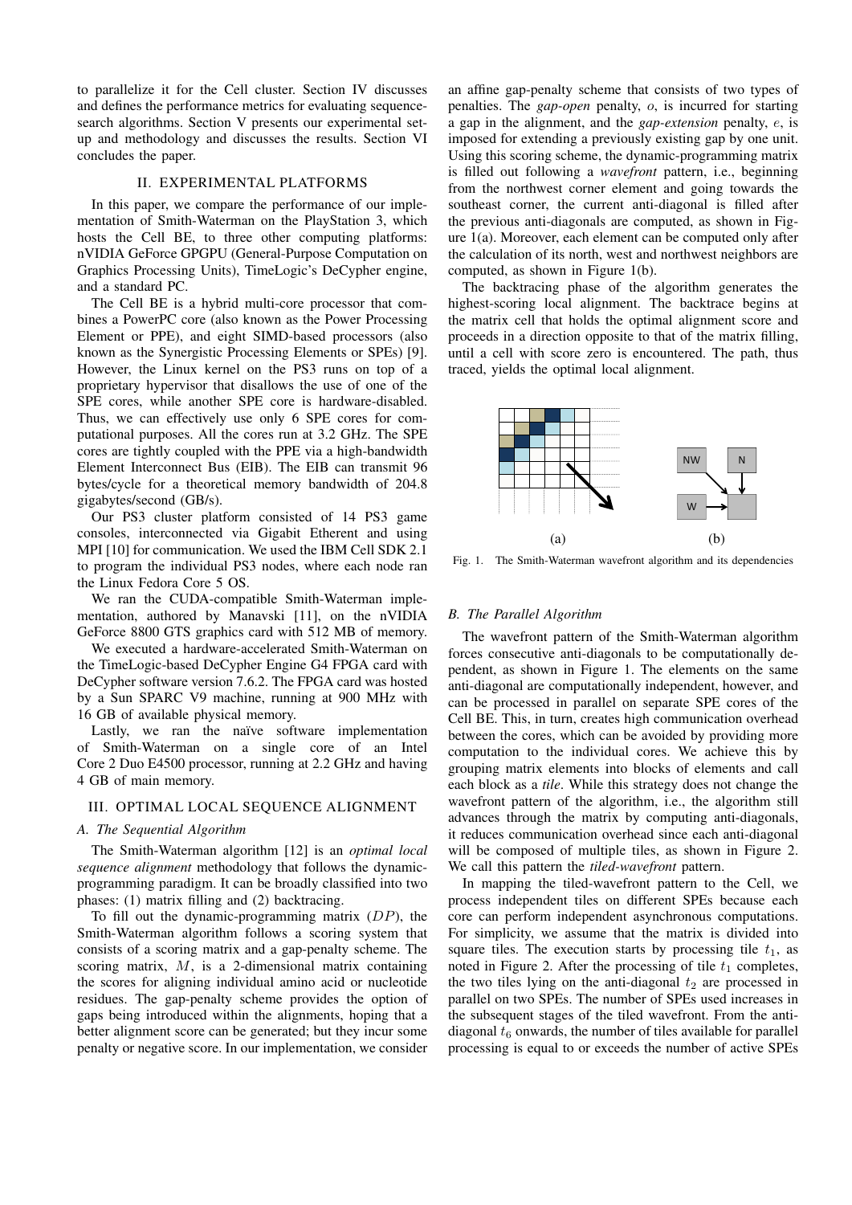to parallelize it for the Cell cluster. Section IV discusses and defines the performance metrics for evaluating sequence-search algorithms. Section V presents our experimental set-up and methodology and discusses the results. Section VI concludes the paper.

## II. Experimental Platforms

In this paper, we compare the performance of our implementation of Smith-Waterman on the PlayStation 3, which hosts the Cell BE, to three other computing platforms: nVIDIA GeForce GPGPU (General-Purpose Computation on Graphics Processing Units), TimeLogic's DeCypher engine, and a standard PC.

The Cell BE is a hybrid multi-core processor that combines a PowerPC core (also known as the Power Processing Element or PPE), and eight SIMD-based processors (also known as the Synergistic Processing Elements or SPEs) [9]. However, the Linux kernel on the PS3 runs on top of a proprietary hypervisor that disallows the use of one of the SPE cores, while another SPE core is hardware-disabled. Thus, we can effectively use only 6 SPE cores for computational purposes. All the cores run at 3.2 GHz. The SPE cores are tightly coupled with the PPE via a high-bandwidth Element Interconnect Bus (EIB). The EIB can transmit 96 bytes/cycle for a theoretical memory bandwidth of 204.8 gigabytes/second (GB/s).

Our PS3 cluster platform consisted of 14 PS3 game consoles, interconnected via Gigabit Etherent and using MPI [10] for communication. We used the IBM Cell SDK 2.1 to program the individual PS3 nodes, where each node ran the Linux Fedora Core 5 OS.

We ran the CUDA-compatible Smith-Waterman implementation, authored by Manavski [11], on the nVIDIA GeForce 8800 GTS graphics card with 512 MB of memory.

We executed a hardware-accelerated Smith-Waterman on the TimeLogic-based DeCypher Engine G4 FPGA card with DeCypher software version 7.6.2. The FPGA card was hosted by a Sun SPARC V9 machine, running at 900 MHz with 16 GB of available physical memory.

Lastly, we ran the naïve software implementation of Smith-Waterman on a single core of an Intel Core 2 Duo E4500 processor, running at 2.2 GHz and having 4 GB of main memory.

## III. Optimal Local Sequence Alignment

### A. The Sequential Algorithm

The Smith-Waterman algorithm [12] is an *optimal local sequence alignment* methodology that follows the dynamic-programming paradigm. It can be broadly classified into two phases: (1) matrix filling and (2) backtracing.

To fill out the dynamic-programming matrix ($DP$), the Smith-Waterman algorithm follows a scoring system that consists of a scoring matrix and a gap-penalty scheme. The scoring matrix, $M$, is a 2-dimensional matrix containing the scores for aligning individual amino acid or nucleotide residues. The gap-penalty scheme provides the option of gaps being introduced within the alignments, hoping that a better alignment score can be generated; but they incur some penalty or negative score. In our implementation, we consider an affine gap-penalty scheme that consists of two types of penalties. The *gap-open* penalty, $o$, is incurred for starting a gap in the alignment, and the *gap-extension* penalty, $e$, is imposed for extending a previously existing gap by one unit. Using this scoring scheme, the dynamic-programming matrix is filled out following a *wavefront* pattern, i.e., beginning from the northwest corner element and going towards the southeast corner, the current anti-diagonal is filled after the previous anti-diagonals are computed, as shown in Figure 1(a). Moreover, each element can be computed only after the calculation of its north, west and northwest neighbors are computed, as shown in Figure 1(b).

The backtracing phase of the algorithm generates the highest-scoring local alignment. The backtrace begins at the matrix cell that holds the optimal alignment score and proceeds in a direction opposite to that of the matrix filling, until a cell with score zero is encountered. The path, thus traced, yields the optimal local alignment.

NW
N
W

(a)
(b)

Fig. 1. The Smith-Waterman wavefront algorithm and its dependencies

### B. The Parallel Algorithm

The wavefront pattern of the Smith-Waterman algorithm forces consecutive anti-diagonals to be computationally dependent, as shown in Figure 1. The elements on the same anti-diagonal are computationally independent, however, and can be processed in parallel on separate SPE cores of the Cell BE. This, in turn, creates high communication overhead between the cores, which can be avoided by providing more computation to the individual cores. We achieve this by grouping matrix elements into blocks of elements and call each block as a *tile*. While this strategy does not change the wavefront pattern of the algorithm, i.e., the algorithm still advances through the matrix by computing anti-diagonals, it reduces communication overhead since each anti-diagonal will be composed of multiple tiles, as shown in Figure 2. We call this pattern the *tiled-wavefront* pattern.

In mapping the tiled-wavefront pattern to the Cell, we process independent tiles on different SPEs because each core can perform independent asynchronous computations. For simplicity, we assume that the matrix is divided into square tiles. The execution starts by processing tile $t_1$, as noted in Figure 2. After the processing of tile $t_1$ completes, the two tiles lying on the anti-diagonal $t_2$ are processed in parallel on two SPEs. The number of SPEs used increases in the subsequent stages of the tiled wavefront. From the anti-diagonal $t_6$ onwards, the number of tiles available for parallel processing is equal to or exceeds the number of active SPEs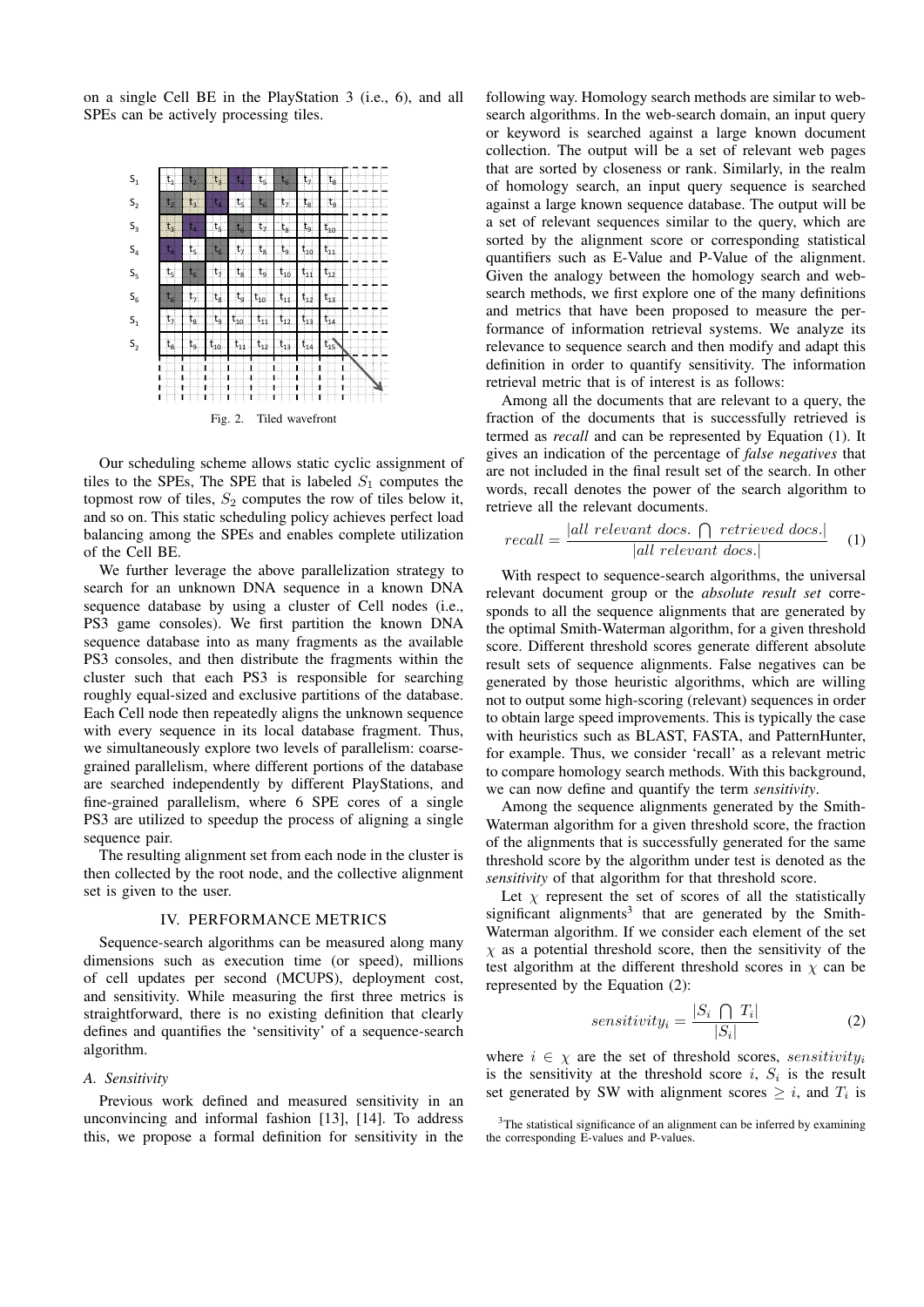on a single Cell BE in the PlayStation 3 (i.e., 6), and all SPEs can be actively processing tiles.

$S_1$ $t_1$ $t_2$ $t_3$ $t_4$ $t_5$ $t_6$ $t_7$ $t_8$

$S_2$ $t_2$ $t_3$ $t_4$ $t_5$ $t_6$ $t_7$ $t_8$ $t_9$

$S_3$ $t_3$ $t_4$ $t_5$ $t_6$ $t_7$ $t_8$ $t_9$ $t_{10}$

$S_4$ $t_4$ $t_5$ $t_6$ $t_7$ $t_8$ $t_9$ $t_{10}$ $t_{11}$

$S_5$ $t_5$ $t_6$ $t_7$ $t_8$ $t_9$ $t_{10}$ $t_{11}$ $t_{12}$

$S_6$ $t_6$ $t_7$ $t_8$ $t_9$ $t_{10}$ $t_{11}$ $t_{12}$ $t_{13}$

$S_1$ $t_7$ $t_8$ $t_9$ $t_{10}$ $t_{11}$ $t_{12}$ $t_{13}$ $t_{14}$

$S_2$ $t_8$ $t_9$ $t_{10}$ $t_{11}$ $t_{12}$ $t_{13}$ $t_{14}$ $t_{15}$

Fig. 2. Tiled wavefront

Our scheduling scheme allows static cyclic assignment of tiles to the SPEs, The SPE that is labeled $S_1$ computes the topmost row of tiles, $S_2$ computes the row of tiles below it, and so on. This static scheduling policy achieves perfect load balancing among the SPEs and enables complete utilization of the Cell BE.

We further leverage the above parallelization strategy to search for an unknown DNA sequence in a known DNA sequence database by using a cluster of Cell nodes (i.e., PS3 game consoles). We first partition the known DNA sequence database into as many fragments as the available PS3 consoles, and then distribute the fragments within the cluster such that each PS3 is responsible for searching roughly equal-sized and exclusive partitions of the database. Each Cell node then repeatedly aligns the unknown sequence with every sequence in its local database fragment. Thus, we simultaneously explore two levels of parallelism: coarse-grained parallelism, where different portions of the database are searched independently by different PlayStations, and fine-grained parallelism, where 6 SPE cores of a single PS3 are utilized to speedup the process of aligning a single sequence pair.

The resulting alignment set from each node in the cluster is then collected by the root node, and the collective alignment set is given to the user.

## IV. PERFORMANCE METRICS

Sequence-search algorithms can be measured along many dimensions such as execution time (or speed), millions of cell updates per second (MCUPS), deployment cost, and sensitivity. While measuring the first three metrics is straightforward, there is no existing definition that clearly defines and quantifies the 'sensitivity' of a sequence-search algorithm.

### A. Sensitivity

Previous work defined and measured sensitivity in an unconvincing and informal fashion [13], [14]. To address this, we propose a formal definition for sensitivity in the following way. Homology search methods are similar to web-search algorithms. In the web-search domain, an input query or keyword is searched against a large known document collection. The output will be a set of relevant web pages that are sorted by closeness or rank. Similarly, in the realm of homology search, an input query sequence is searched against a large known sequence database. The output will be a set of relevant sequences similar to the query, which are sorted by the alignment score or corresponding statistical quantifiers such as E-Value and P-Value of the alignment. Given the analogy between the homology search and web-search methods, we first explore one of the many definitions and metrics that have been proposed to measure the performance of information retrieval systems. We analyze its relevance to sequence search and then modify and adapt this definition in order to quantify sensitivity. The information retrieval metric that is of interest is as follows:

Among all the documents that are relevant to a query, the fraction of the documents that is successfully retrieved is termed as *recall* and can be represented by Equation (1). It gives an indication of the percentage of *false negatives* that are not included in the final result set of the search. In other words, recall denotes the power of the search algorithm to retrieve all the relevant documents.

$$recall = \frac{|all\ relevant\ docs. \bigcap\ retrieved\ docs.|}{|all\ relevant\ docs.|} \quad (1)$$

With respect to sequence-search algorithms, the universal relevant document group or the *absolute result set* corresponds to all the sequence alignments that are generated by the optimal Smith-Waterman algorithm, for a given threshold score. Different threshold scores generate different absolute result sets of sequence alignments. False negatives can be generated by those heuristic algorithms, which are willing not to output some high-scoring (relevant) sequences in order to obtain large speed improvements. This is typically the case with heuristics such as BLAST, FASTA, and PatternHunter, for example. Thus, we consider 'recall' as a relevant metric to compare homology search methods. With this background, we can now define and quantify the term *sensitivity*.

Among the sequence alignments generated by the Smith-Waterman algorithm for a given threshold score, the fraction of the alignments that is successfully generated for the same threshold score by the algorithm under test is denoted as the *sensitivity* of that algorithm for that threshold score.

Let $\chi$ represent the set of scores of all the statistically significant alignments[3] that are generated by the Smith-Waterman algorithm. If we consider each element of the set $\chi$ as a potential threshold score, then the sensitivity of the test algorithm at the different threshold scores in $\chi$ can be represented by the Equation (2):

$$sensitivity_i = \frac{|S_i \bigcap T_i|}{|S_i|} \quad (2)$$

where $i \in \chi$ are the set of threshold scores, $sensitivity_i$ is the sensitivity at the threshold score $i$, $S_i$ is the result set generated by SW with alignment scores $\geq i$, and $T_i$ is

[3]The statistical significance of an alignment can be inferred by examining the corresponding E-values and P-values.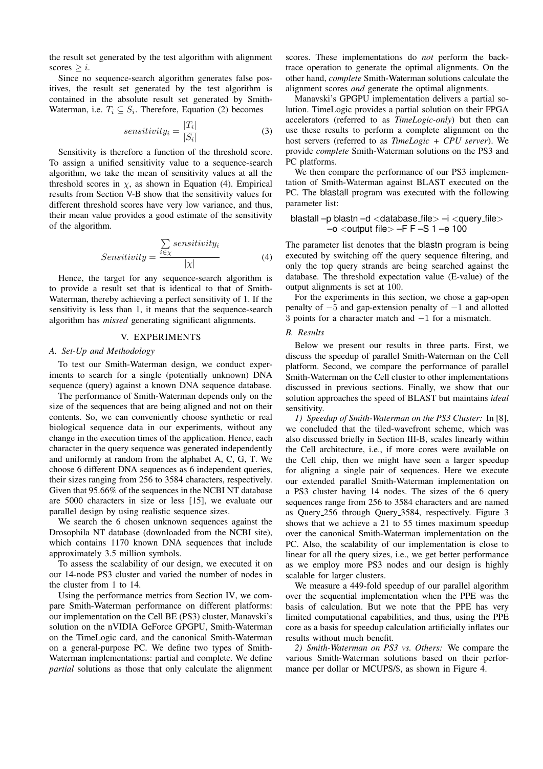the result set generated by the test algorithm with alignment scores $\geq i$.

Since no sequence-search algorithm generates false positives, the result set generated by the test algorithm is contained in the absolute result set generated by Smith-Waterman, i.e. $T_i \subseteq S_i$. Therefore, Equation (2) becomes

$$sensitivity_i = \frac{|T_i|}{|S_i|} \tag{3}$$

Sensitivity is therefore a function of the threshold score. To assign a unified sensitivity value to a sequence-search algorithm, we take the mean of sensitivity values at all the threshold scores in $\chi$, as shown in Equation (4). Empirical results from Section V-B show that the sensitivity values for different threshold scores have very low variance, and thus, their mean value provides a good estimate of the sensitivity of the algorithm.

$$Sensitivity = \frac{\sum_{i \in \chi} sensitivity_i}{|\chi|} \tag{4}$$

Hence, the target for any sequence-search algorithm is to provide a result set that is identical to that of Smith-Waterman, thereby achieving a perfect sensitivity of 1. If the sensitivity is less than 1, it means that the sequence-search algorithm has *missed* generating significant alignments.

## V. EXPERIMENTS

### A. Set-Up and Methodology

To test our Smith-Waterman design, we conduct experiments to search for a single (potentially unknown) DNA sequence (query) against a known DNA sequence database.

The performance of Smith-Waterman depends only on the size of the sequences that are being aligned and not on their contents. So, we can conveniently choose synthetic or real biological sequence data in our experiments, without any change in the execution times of the application. Hence, each character in the query sequence was generated independently and uniformly at random from the alphabet A, C, G, T. We choose 6 different DNA sequences as 6 independent queries, their sizes ranging from 256 to 3584 characters, respectively. Given that 95.66% of the sequences in the NCBI NT database are 5000 characters in size or less [15], we evaluate our parallel design by using realistic sequence sizes.

We search the 6 chosen unknown sequences against the Drosophila NT database (downloaded from the NCBI site), which contains 1170 known DNA sequences that include approximately 3.5 million symbols.

To assess the scalability of our design, we executed it on our 14-node PS3 cluster and varied the number of nodes in the cluster from 1 to 14.

Using the performance metrics from Section IV, we compare Smith-Waterman performance on different platforms: our implementation on the Cell BE (PS3) cluster, Manavski's solution on the nVIDIA GeForce GPGPU, Smith-Waterman on the TimeLogic card, and the canonical Smith-Waterman on a general-purpose PC. We define two types of Smith-Waterman implementations: partial and complete. We define *partial* solutions as those that only calculate the alignment scores. These implementations do *not* perform the back-trace operation to generate the optimal alignments. On the other hand, *complete* Smith-Waterman solutions calculate the alignment scores *and* generate the optimal alignments.

Manavski's GPGPU implementation delivers a partial solution. TimeLogic provides a partial solution on their FPGA accelerators (referred to as *TimeLogic-only*) but then can use these results to perform a complete alignment on the host servers (referred to as *TimeLogic + CPU server*). We provide *complete* Smith-Waterman solutions on the PS3 and PC platforms.

We then compare the performance of our PS3 implementation of Smith-Waterman against BLAST executed on the PC. The blastall program was executed with the following parameter list:

```
blastall –p blastn –d <database_file> –i <query_file>
–o <output_file> –F F –S 1 –e 100
```

The parameter list denotes that the blastn program is being executed by switching off the query sequence filtering, and only the top query strands are being searched against the database. The threshold expectation value (E-value) of the output alignments is set at 100.

For the experiments in this section, we chose a gap-open penalty of $-5$ and gap-extension penalty of $-1$ and allotted 3 points for a character match and $-1$ for a mismatch.

### B. Results

Below we present our results in three parts. First, we discuss the speedup of parallel Smith-Waterman on the Cell platform. Second, we compare the performance of parallel Smith-Waterman on the Cell cluster to other implementations discussed in previous sections. Finally, we show that our solution approaches the speed of BLAST but maintains *ideal* sensitivity.

*1) Speedup of Smith-Waterman on the PS3 Cluster:* In [8], we concluded that the tiled-wavefront scheme, which was also discussed briefly in Section III-B, scales linearly within the Cell architecture, i.e., if more cores were available on the Cell chip, then we might have seen a larger speedup for aligning a single pair of sequences. Here we execute our extended parallel Smith-Waterman implementation on a PS3 cluster having 14 nodes. The sizes of the 6 query sequences range from 256 to 3584 characters and are named as Query_256 through Query_3584, respectively. Figure 3 shows that we achieve a 21 to 55 times maximum speedup over the canonical Smith-Waterman implementation on the PC. Also, the scalability of our implementation is close to linear for all the query sizes, i.e., we get better performance as we employ more PS3 nodes and our design is highly scalable for larger clusters.

We measure a 449-fold speedup of our parallel algorithm over the sequential implementation when the PPE was the basis of calculation. But we note that the PPE has very limited computational capabilities, and thus, using the PPE core as a basis for speedup calculation artificially inflates our results without much benefit.

*2) Smith-Waterman on PS3 vs. Others:* We compare the various Smith-Waterman solutions based on their performance per dollar or MCUPS/$, as shown in Figure 4.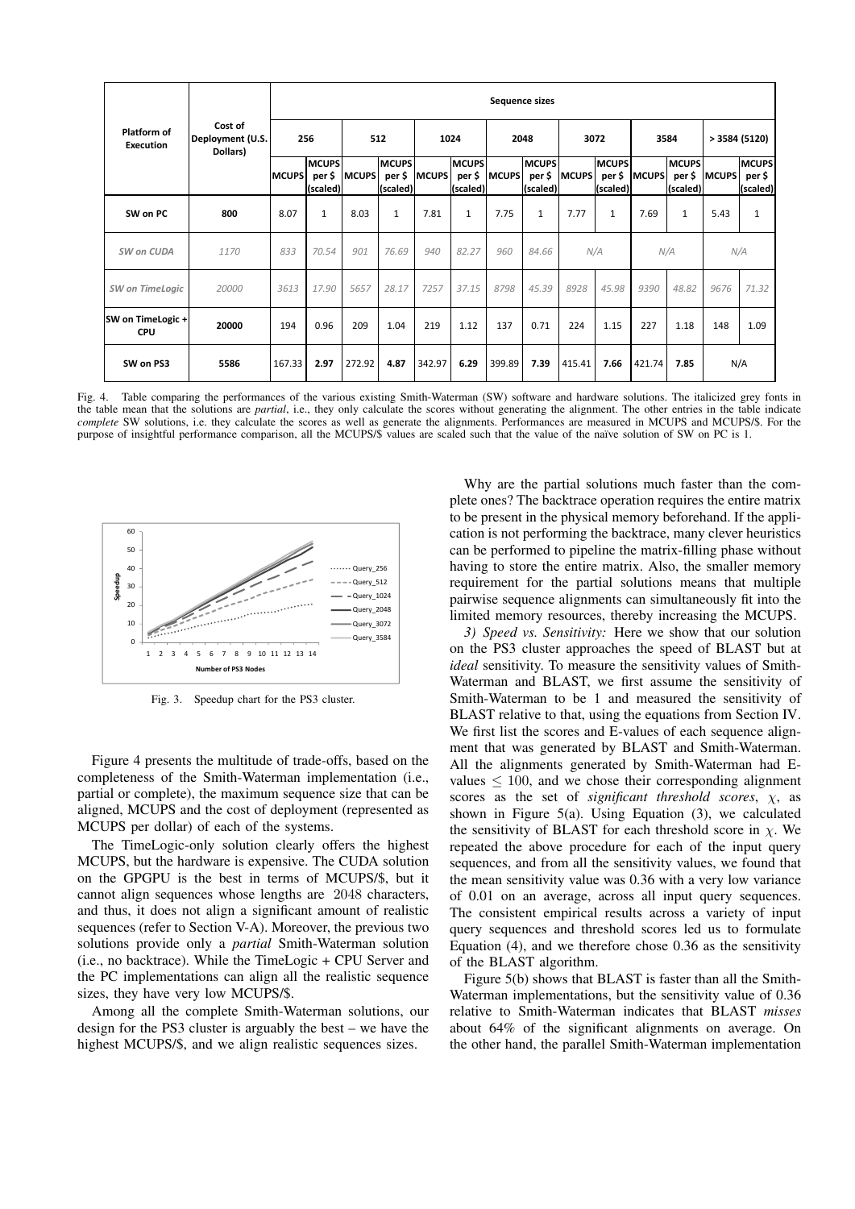| Platform of Execution | Cost of Deployment (U.S. Dollars) | Sequence sizes | | | | | | | | | | | | | |
|---|---|---|---|---|---|---|---|---|---|---|---|---|---|---|---|
| | | 256 | | 512 | | 1024 | | 2048 | | 3072 | | 3584 | | > 3584 (5120) | |
| | | MCUPS | MCUPS per $ (scaled) | MCUPS | MCUPS per $ (scaled) | MCUPS | MCUPS per $ (scaled) | MCUPS | MCUPS per $ (scaled) | MCUPS | MCUPS per $ (scaled) | MCUPS | MCUPS per $ (scaled) | MCUPS | MCUPS per $ (scaled) |
| **SW on PC** | **800** | 8.07 | 1 | 8.03 | 1 | 7.81 | 1 | 7.75 | 1 | 7.77 | 1 | 7.69 | 1 | 5.43 | 1 |
| *SW on CUDA* | *1170* | *833* | *70.54* | *901* | *76.69* | *940* | *82.27* | *960* | *84.66* | *N/A* | | *N/A* | | *N/A* | |
| *SW on TimeLogic* | *20000* | *3613* | *17.90* | *5657* | *28.17* | *7257* | *37.15* | *8798* | *45.39* | *8928* | *45.98* | *9390* | *48.82* | *9676* | *71.32* |
| **SW on TimeLogic + CPU** | **20000** | 194 | 0.96 | 209 | 1.04 | 219 | 1.12 | 137 | 0.71 | 224 | 1.15 | 227 | 1.18 | 148 | 1.09 |
| **SW on PS3** | **5586** | 167.33 | **2.97** | 272.92 | **4.87** | 342.97 | **6.29** | 399.89 | **7.39** | 415.41 | **7.66** | 421.74 | **7.85** | N/A | |

Fig. 4. Table comparing the performances of the various existing Smith-Waterman (SW) software and hardware solutions. The italicized grey fonts in the table mean that the solutions are *partial*, i.e., they only calculate the scores without generating the alignment. The other entries in the table indicate *complete* SW solutions, i.e. they calculate the scores as well as generate the alignments. Performances are measured in MCUPS and MCUPS/$. For the purpose of insightful performance comparison, all the MCUPS/$ values are scaled such that the value of the naïve solution of SW on PC is 1.

Speedup
60
50
40
30
20
10
0
1 2 3 4 5 6 7 8 9 10 11 12 13 14
Number of PS3 Nodes
Query_256
Query_512
Query_1024
Query_2048
Query_3072
Query_3584

Fig. 3. Speedup chart for the PS3 cluster.

Figure 4 presents the multitude of trade-offs, based on the completeness of the Smith-Waterman implementation (i.e., partial or complete), the maximum sequence size that can be aligned, MCUPS and the cost of deployment (represented as MCUPS per dollar) of each of the systems.

The TimeLogic-only solution clearly offers the highest MCUPS, but the hardware is expensive. The CUDA solution on the GPGPU is the best in terms of MCUPS/$, but it cannot align sequences whose lengths are 2048 characters, and thus, it does not align a significant amount of realistic sequences (refer to Section V-A). Moreover, the previous two solutions provide only a *partial* Smith-Waterman solution (i.e., no backtrace). While the TimeLogic + CPU Server and the PC implementations can align all the realistic sequence sizes, they have very low MCUPS/$.

Among all the complete Smith-Waterman solutions, our design for the PS3 cluster is arguably the best – we have the highest MCUPS/$, and we align realistic sequences sizes.

Why are the partial solutions much faster than the complete ones? The backtrace operation requires the entire matrix to be present in the physical memory beforehand. If the application is not performing the backtrace, many clever heuristics can be performed to pipeline the matrix-filling phase without having to store the entire matrix. Also, the smaller memory requirement for the partial solutions means that multiple pairwise sequence alignments can simultaneously fit into the limited memory resources, thereby increasing the MCUPS.

*3) Speed vs. Sensitivity:* Here we show that our solution on the PS3 cluster approaches the speed of BLAST but at *ideal* sensitivity. To measure the sensitivity values of Smith-Waterman and BLAST, we first assume the sensitivity of Smith-Waterman to be 1 and measured the sensitivity of BLAST relative to that, using the equations from Section IV. We first list the scores and E-values of each sequence alignment that was generated by BLAST and Smith-Waterman. All the alignments generated by Smith-Waterman had E-values $\leq 100$, and we chose their corresponding alignment scores as the set of *significant threshold scores*, $\chi$, as shown in Figure 5(a). Using Equation (3), we calculated the sensitivity of BLAST for each threshold score in $\chi$. We repeated the above procedure for each of the input query sequences, and from all the sensitivity values, we found that the mean sensitivity value was 0.36 with a very low variance of 0.01 on an average, across all input query sequences. The consistent empirical results across a variety of input query sequences and threshold scores led us to formulate Equation (4), and we therefore chose 0.36 as the sensitivity of the BLAST algorithm.

Figure 5(b) shows that BLAST is faster than all the Smith-Waterman implementations, but the sensitivity value of 0.36 relative to Smith-Waterman indicates that BLAST *misses* about 64% of the significant alignments on average. On the other hand, the parallel Smith-Waterman implementation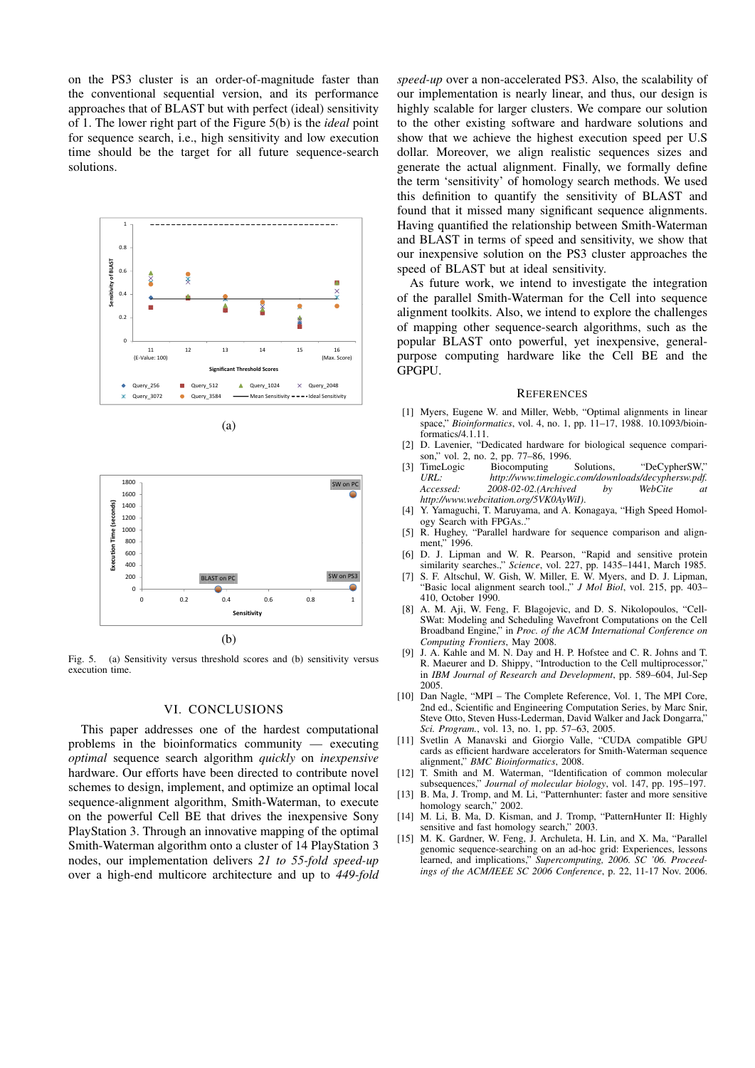on the PS3 cluster is an order-of-magnitude faster than the conventional sequential version, and its performance approaches that of BLAST but with perfect (ideal) sensitivity of 1. The lower right part of the Figure 5(b) is the *ideal* point for sequence search, i.e., high sensitivity and low execution time should be the target for all future sequence-search solutions.

1
0.8
0.6
0.4
0.2
0
Sensitivity of BLAST
11 (E-Value: 100)
12
13
14
15
16 (Max. Score)
Significant Threshold Scores
Query_256 Query_512 Query_1024 Query_2048
Query_3072 Query_3584 Mean Sensitivity Ideal Sensitivity

(a)

1800
1600
1400
1200
1000
800
600
400
200
0
Execution Time (seconds)
0 0.2 0.4 0.6 0.8 1
Sensitivity
SW on PC
BLAST on PC
SW on PS3

(b)

Fig. 5. (a) Sensitivity versus threshold scores and (b) sensitivity versus execution time.

## VI. Conclusions

This paper addresses one of the hardest computational problems in the bioinformatics community — executing *optimal* sequence search algorithm *quickly* on *inexpensive* hardware. Our efforts have been directed to contribute novel schemes to design, implement, and optimize an optimal local sequence-alignment algorithm, Smith-Waterman, to execute on the powerful Cell BE that drives the inexpensive Sony PlayStation 3. Through an innovative mapping of the optimal Smith-Waterman algorithm onto a cluster of 14 PlayStation 3 nodes, our implementation delivers *21 to 55-fold speed-up* over a high-end multicore architecture and up to *449-fold speed-up* over a non-accelerated PS3. Also, the scalability of our implementation is nearly linear, and thus, our design is highly scalable for larger clusters. We compare our solution to the other existing software and hardware solutions and show that we achieve the highest execution speed per U.S dollar. Moreover, we align realistic sequences sizes and generate the actual alignment. Finally, we formally define the term 'sensitivity' of homology search methods. We used this definition to quantify the sensitivity of BLAST and found that it missed many significant sequence alignments. Having quantified the relationship between Smith-Waterman and BLAST in terms of speed and sensitivity, we show that our inexpensive solution on the PS3 cluster approaches the speed of BLAST but at ideal sensitivity.

As future work, we intend to investigate the integration of the parallel Smith-Waterman for the Cell into sequence alignment toolkits. Also, we intend to explore the challenges of mapping other sequence-search algorithms, such as the popular BLAST onto powerful, yet inexpensive, general-purpose computing hardware like the Cell BE and the GPGPU.

## References

[1] Myers, Eugene W. and Miller, Webb, "Optimal alignments in linear space," *Bioinformatics*, vol. 4, no. 1, pp. 11–17, 1988. 10.1093/bioinformatics/4.1.11.

[2] D. Lavenier, "Dedicated hardware for biological sequence comparison," vol. 2, no. 2, pp. 77–86, 1996.

[3] TimeLogic Biocomputing Solutions, "DeCypherSW," *URL: http://www.timelogic.com/downloads/decyphersw.pdf. Accessed: 2008-02-02.(Archived by WebCite at http://www.webcitation.org/5VK0AyWiI)*.

[4] Y. Yamaguchi, T. Maruyama, and A. Konagaya, "High Speed Homology Search with FPGAs.."

[5] R. Hughey, "Parallel hardware for sequence comparison and alignment," 1996.

[6] D. J. Lipman and W. R. Pearson, "Rapid and sensitive protein similarity searches.," *Science*, vol. 227, pp. 1435–1441, March 1985.

[7] S. F. Altschul, W. Gish, W. Miller, E. W. Myers, and D. J. Lipman, "Basic local alignment search tool.," *J Mol Biol*, vol. 215, pp. 403–410, October 1990.

[8] A. M. Aji, W. Feng, F. Blagojevic, and D. S. Nikolopoulos, "Cell-SWat: Modeling and Scheduling Wavefront Computations on the Cell Broadband Engine," in *Proc. of the ACM International Conference on Computing Frontiers*, May 2008.

[9] J. A. Kahle and M. N. Day and H. P. Hofstee and C. R. Johns and T. R. Maeurer and D. Shippy, "Introduction to the Cell multiprocessor," in *IBM Journal of Research and Development*, pp. 589–604, Jul-Sep 2005.

[10] Dan Nagle, "MPI – The Complete Reference, Vol. 1, The MPI Core, 2nd ed., Scientific and Engineering Computation Series, by Marc Snir, Steve Otto, Steven Huss-Lederman, David Walker and Jack Dongarra," *Sci. Program.*, vol. 13, no. 1, pp. 57–63, 2005.

[11] Svetlin A Manavski and Giorgio Valle, "CUDA compatible GPU cards as efficient hardware accelerators for Smith-Waterman sequence alignment," *BMC Bioinformatics*, 2008.

[12] T. Smith and M. Waterman, "Identification of common molecular subsequences," *Journal of molecular biology*, vol. 147, pp. 195–197.

[13] B. Ma, J. Tromp, and M. Li, "Patternhunter: faster and more sensitive homology search," 2002.

[14] M. Li, B. Ma, D. Kisman, and J. Tromp, "PatternHunter II: Highly sensitive and fast homology search," 2003.

[15] M. K. Gardner, W. Feng, J. Archuleta, H. Lin, and X. Ma, "Parallel genomic sequence-searching on an ad-hoc grid: Experiences, lessons learned, and implications," *Supercomputing, 2006. SC '06. Proceedings of the ACM/IEEE SC 2006 Conference*, p. 22, 11-17 Nov. 2006.